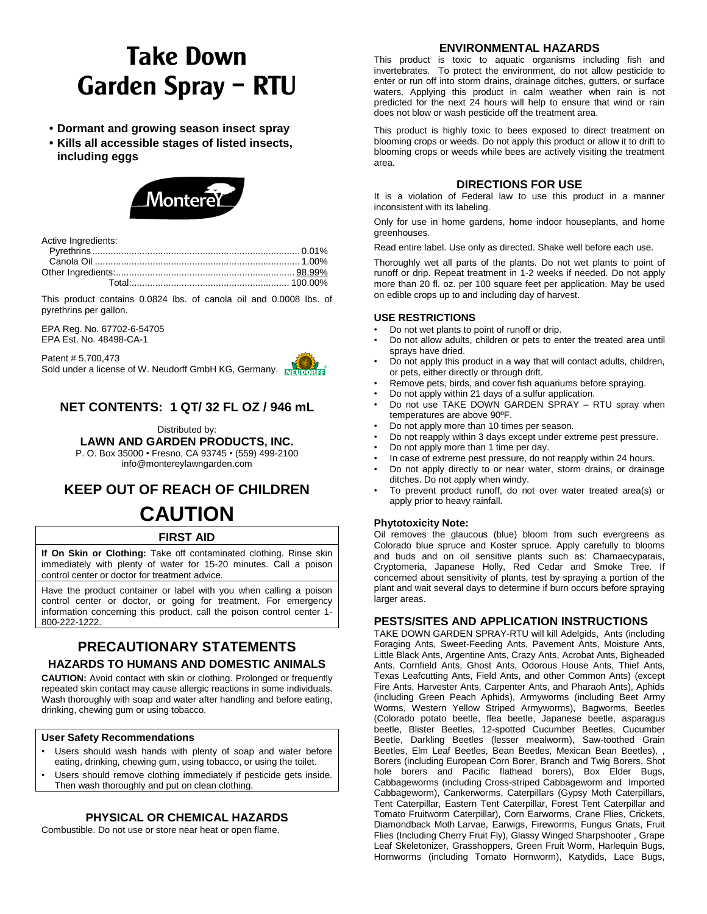# Take Down Garden Spray – RTU

- **Dormant and growing season insect spray**
- **Kills all accessible stages of listed insects, including eggs**

Monterey

Active Ingredients:

| | |
|---|---|
| Pyrethrins | 0.01% |
| Canola Oil | 1.00% |
| Other Ingredients: | 98.99% |
| Total: | 100.00% |

This product contains 0.0824 lbs. of canola oil and 0.0008 lbs. of pyrethrins per gallon.

EPA Reg. No. 67702-6-54705
EPA Est. No. 48498-CA-1

Patent # 5,700,473
Sold under a license of W. Neudorff GmbH KG, Germany.

## NET CONTENTS: 1 QT/ 32 FL OZ / 946 mL

Distributed by:
**LAWN AND GARDEN PRODUCTS, INC.**
P. O. Box 35000 • Fresno, CA 93745 • (559) 499-2100
info@montereylawngarden.com

## KEEP OUT OF REACH OF CHILDREN

# CAUTION

### FIRST AID

**If On Skin or Clothing:** Take off contaminated clothing. Rinse skin immediately with plenty of water for 15-20 minutes. Call a poison control center or doctor for treatment advice.

Have the product container or label with you when calling a poison control center or doctor, or going for treatment. For emergency information concerning this product, call the poison control center 1-800-222-1222.

## PRECAUTIONARY STATEMENTS

### HAZARDS TO HUMANS AND DOMESTIC ANIMALS

**CAUTION:** Avoid contact with skin or clothing. Prolonged or frequently repeated skin contact may cause allergic reactions in some individuals. Wash thoroughly with soap and water after handling and before eating, drinking, chewing gum or using tobacco.

#### User Safety Recommendations

- Users should wash hands with plenty of soap and water before eating, drinking, chewing gum, using tobacco, or using the toilet.
- Users should remove clothing immediately if pesticide gets inside. Then wash thoroughly and put on clean clothing.

### PHYSICAL OR CHEMICAL HAZARDS

Combustible. Do not use or store near heat or open flame.

### ENVIRONMENTAL HAZARDS

This product is toxic to aquatic organisms including fish and invertebrates. To protect the environment, do not allow pesticide to enter or run off into storm drains, drainage ditches, gutters, or surface waters. Applying this product in calm weather when rain is not predicted for the next 24 hours will help to ensure that wind or rain does not blow or wash pesticide off the treatment area.

This product is highly toxic to bees exposed to direct treatment on blooming crops or weeds. Do not apply this product or allow it to drift to blooming crops or weeds while bees are actively visiting the treatment area.

### DIRECTIONS FOR USE

It is a violation of Federal law to use this product in a manner inconsistent with its labeling.

Only for use in home gardens, home indoor houseplants, and home greenhouses.

Read entire label. Use only as directed. Shake well before each use.

Thoroughly wet all parts of the plants. Do not wet plants to point of runoff or drip. Repeat treatment in 1-2 weeks if needed. Do not apply more than 20 fl. oz. per 100 square feet per application. May be used on edible crops up to and including day of harvest.

#### USE RESTRICTIONS

- Do not wet plants to point of runoff or drip.
- Do not allow adults, children or pets to enter the treated area until sprays have dried.
- Do not apply this product in a way that will contact adults, children, or pets, either directly or through drift.
- Remove pets, birds, and cover fish aquariums before spraying.
- Do not apply within 21 days of a sulfur application.
- Do not use TAKE DOWN GARDEN SPRAY – RTU spray when temperatures are above 90ºF.
- Do not apply more than 10 times per season.
- Do not reapply within 3 days except under extreme pest pressure.
- Do not apply more than 1 time per day.
- In case of extreme pest pressure, do not reapply within 24 hours.
- Do not apply directly to or near water, storm drains, or drainage ditches. Do not apply when windy.
- To prevent product runoff, do not over water treated area(s) or apply prior to heavy rainfall.

#### Phytotoxicity Note:

Oil removes the glaucous (blue) bloom from such evergreens as Colorado blue spruce and Koster spruce. Apply carefully to blooms and buds and on oil sensitive plants such as: Chamaecyparais, Cryptomeria, Japanese Holly, Red Cedar and Smoke Tree. If concerned about sensitivity of plants, test by spraying a portion of the plant and wait several days to determine if burn occurs before spraying larger areas.

### PESTS/SITES AND APPLICATION INSTRUCTIONS

TAKE DOWN GARDEN SPRAY-RTU will kill Adelgids, Ants (including Foraging Ants, Sweet-Feeding Ants, Pavement Ants, Moisture Ants, Little Black Ants, Argentine Ants, Crazy Ants, Acrobat Ants, Bigheaded Ants, Cornfield Ants, Ghost Ants, Odorous House Ants, Thief Ants, Texas Leafcutting Ants, Field Ants, and other Common Ants) (except Fire Ants, Harvester Ants, Carpenter Ants, and Pharaoh Ants), Aphids (including Green Peach Aphids), Armyworms (including Beet Army Worms, Western Yellow Striped Armyworms), Bagworms, Beetles (Colorado potato beetle, flea beetle, Japanese beetle, asparagus beetle, Blister Beetles, 12-spotted Cucumber Beetles, Cucumber Beetle, Darkling Beetles (lesser mealworm), Saw-toothed Grain Beetles, Elm Leaf Beetles, Bean Beetles, Mexican Bean Beetles), , Borers (including European Corn Borer, Branch and Twig Borers, Shot hole borers and Pacific flathead borers), Box Elder Bugs, Cabbageworms (including Cross-striped Cabbageworm and Imported Cabbageworm), Cankerworms, Caterpillars (Gypsy Moth Caterpillars, Tent Caterpillar, Eastern Tent Caterpillar, Forest Tent Caterpillar and Tomato Fruitworm Caterpillar), Corn Earworms, Crane Flies, Crickets, Diamondback Moth Larvae, Earwigs, Fireworms, Fungus Gnats, Fruit Flies (Including Cherry Fruit Fly), Glassy Winged Sharpshooter , Grape Leaf Skeletonizer, Grasshoppers, Green Fruit Worm, Harlequin Bugs, Hornworms (including Tomato Hornworm), Katydids, Lace Bugs,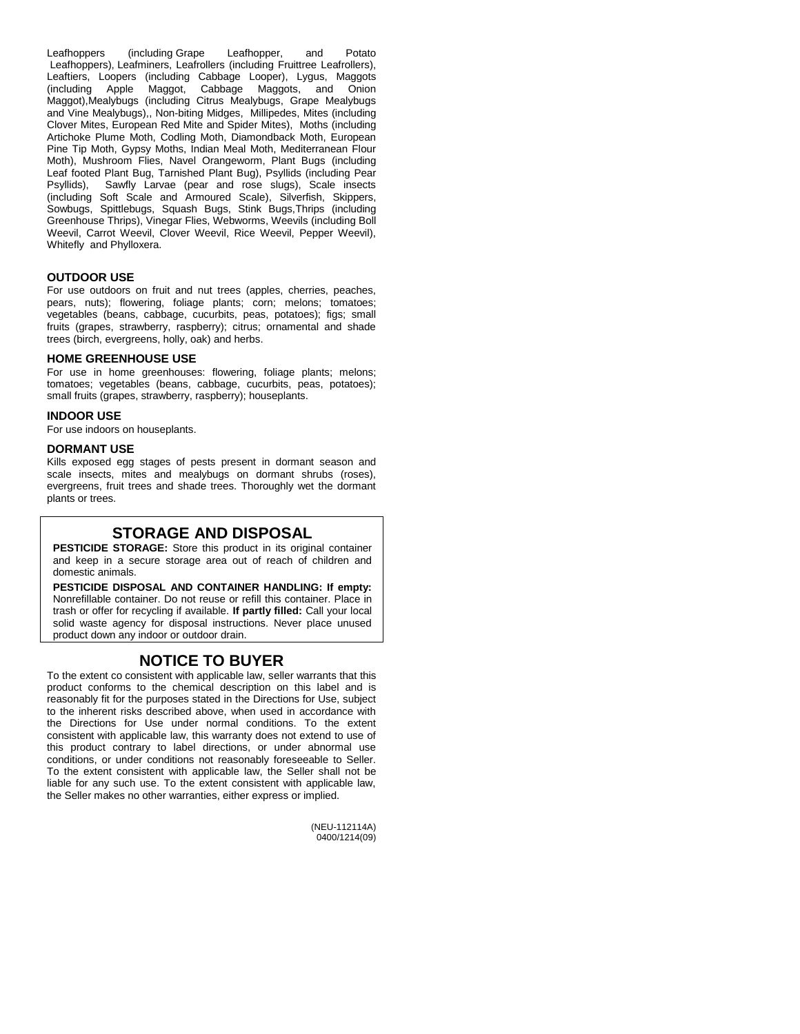Leafhoppers (including Grape Leafhopper, and Potato Leafhoppers), Leafminers, Leafrollers (including Fruittree Leafrollers), Leaftiers, Loopers (including Cabbage Looper), Lygus, Maggots (including Apple Maggot, Cabbage Maggots, and Onion Maggot),Mealybugs (including Citrus Mealybugs, Grape Mealybugs and Vine Mealybugs),, Non-biting Midges, Millipedes, Mites (including Clover Mites, European Red Mite and Spider Mites), Moths (including Artichoke Plume Moth, Codling Moth, Diamondback Moth, European Pine Tip Moth, Gypsy Moths, Indian Meal Moth, Mediterranean Flour Moth), Mushroom Flies, Navel Orangeworm, Plant Bugs (including Leaf footed Plant Bug, Tarnished Plant Bug), Psyllids (including Pear Psyllids), Sawfly Larvae (pear and rose slugs), Scale insects (including Soft Scale and Armoured Scale), Silverfish, Skippers, Sowbugs, Spittlebugs, Squash Bugs, Stink Bugs,Thrips (including Greenhouse Thrips), Vinegar Flies, Webworms, Weevils (including Boll Weevil, Carrot Weevil, Clover Weevil, Rice Weevil, Pepper Weevil), Whitefly and Phylloxera.

### OUTDOOR USE

For use outdoors on fruit and nut trees (apples, cherries, peaches, pears, nuts); flowering, foliage plants; corn; melons; tomatoes; vegetables (beans, cabbage, cucurbits, peas, potatoes); figs; small fruits (grapes, strawberry, raspberry); citrus; ornamental and shade trees (birch, evergreens, holly, oak) and herbs.

### HOME GREENHOUSE USE

For use in home greenhouses: flowering, foliage plants; melons; tomatoes; vegetables (beans, cabbage, cucurbits, peas, potatoes); small fruits (grapes, strawberry, raspberry); houseplants.

### INDOOR USE

For use indoors on houseplants.

### DORMANT USE

Kills exposed egg stages of pests present in dormant season and scale insects, mites and mealybugs on dormant shrubs (roses), evergreens, fruit trees and shade trees. Thoroughly wet the dormant plants or trees.

## STORAGE AND DISPOSAL

**PESTICIDE STORAGE:** Store this product in its original container and keep in a secure storage area out of reach of children and domestic animals.

**PESTICIDE DISPOSAL AND CONTAINER HANDLING: If empty:** Nonrefillable container. Do not reuse or refill this container. Place in trash or offer for recycling if available. **If partly filled:** Call your local solid waste agency for disposal instructions. Never place unused product down any indoor or outdoor drain.

## NOTICE TO BUYER

To the extent co consistent with applicable law, seller warrants that this product conforms to the chemical description on this label and is reasonably fit for the purposes stated in the Directions for Use, subject to the inherent risks described above, when used in accordance with the Directions for Use under normal conditions. To the extent consistent with applicable law, this warranty does not extend to use of this product contrary to label directions, or under abnormal use conditions, or under conditions not reasonably foreseeable to Seller. To the extent consistent with applicable law, the Seller shall not be liable for any such use. To the extent consistent with applicable law, the Seller makes no other warranties, either express or implied.

(NEU-112114A)
0400/1214(09)